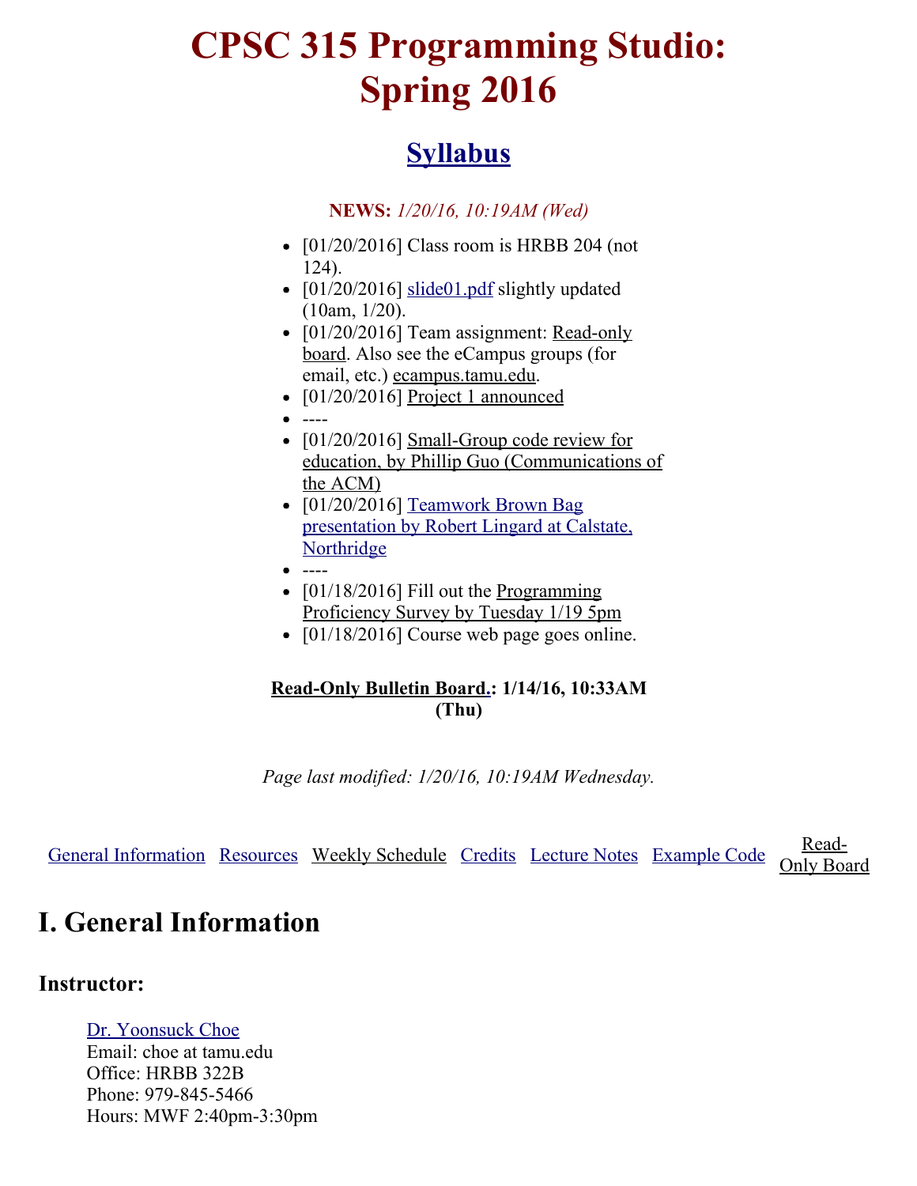# CPSC 315 Programming Studio: Spring 2016

## Syllabus

**NEWS:** *1/20/16, 10:19AM (Wed)*

- [01/20/2016] Class room is HRBB 204 (not 124).
- [01/20/2016] slide01.pdf slightly updated (10am, 1/20).
- [01/20/2016] Team assignment: Read-only board. Also see the eCampus groups (for email, etc.) ecampus.tamu.edu.
- [01/20/2016] Project 1 announced
- ----
- [01/20/2016] Small-Group code review for education, by Phillip Guo (Communications of the ACM)
- [01/20/2016] Teamwork Brown Bag presentation by Robert Lingard at Calstate, Northridge
- ----
- [01/18/2016] Fill out the Programming Proficiency Survey by Tuesday 1/19 5pm
- [01/18/2016] Course web page goes online.

**Read-Only Bulletin Board.: 1/14/16, 10:33AM (Thu)**

*Page last modified: 1/20/16, 10:19AM Wednesday.*

General Information | Resources | Weekly Schedule | Credits | Lecture Notes | Example Code | Read-Only Board

# I. General Information

### Instructor:

Dr. Yoonsuck Choe
Email: choe at tamu.edu
Office: HRBB 322B
Phone: 979-845-5466
Hours: MWF 2:40pm-3:30pm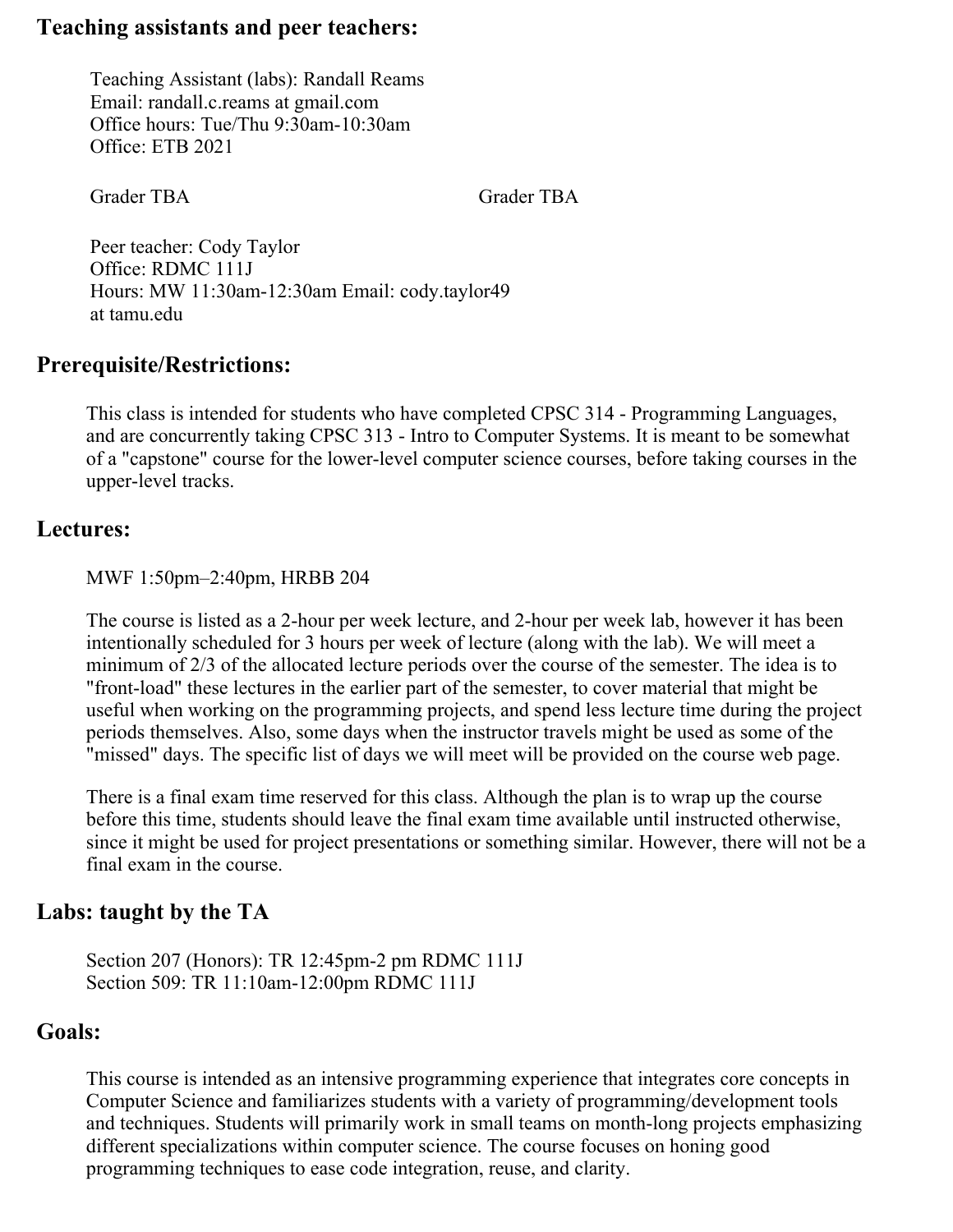## Teaching assistants and peer teachers:

Teaching Assistant (labs): Randall Reams
Email: randall.c.reams at gmail.com
Office hours: Tue/Thu 9:30am-10:30am
Office: ETB 2021

Grader TBA

Grader TBA

Peer teacher: Cody Taylor
Office: RDMC 111J
Hours: MW 11:30am-12:30am Email: cody.taylor49 at tamu.edu

## Prerequisite/Restrictions:

This class is intended for students who have completed CPSC 314 - Programming Languages, and are concurrently taking CPSC 313 - Intro to Computer Systems. It is meant to be somewhat of a "capstone" course for the lower-level computer science courses, before taking courses in the upper-level tracks.

## Lectures:

MWF 1:50pm–2:40pm, HRBB 204

The course is listed as a 2-hour per week lecture, and 2-hour per week lab, however it has been intentionally scheduled for 3 hours per week of lecture (along with the lab). We will meet a minimum of 2/3 of the allocated lecture periods over the course of the semester. The idea is to "front-load" these lectures in the earlier part of the semester, to cover material that might be useful when working on the programming projects, and spend less lecture time during the project periods themselves. Also, some days when the instructor travels might be used as some of the "missed" days. The specific list of days we will meet will be provided on the course web page.

There is a final exam time reserved for this class. Although the plan is to wrap up the course before this time, students should leave the final exam time available until instructed otherwise, since it might be used for project presentations or something similar. However, there will not be a final exam in the course.

## Labs: taught by the TA

Section 207 (Honors): TR 12:45pm-2 pm RDMC 111J
Section 509: TR 11:10am-12:00pm RDMC 111J

## Goals:

This course is intended as an intensive programming experience that integrates core concepts in Computer Science and familiarizes students with a variety of programming/development tools and techniques. Students will primarily work in small teams on month-long projects emphasizing different specializations within computer science. The course focuses on honing good programming techniques to ease code integration, reuse, and clarity.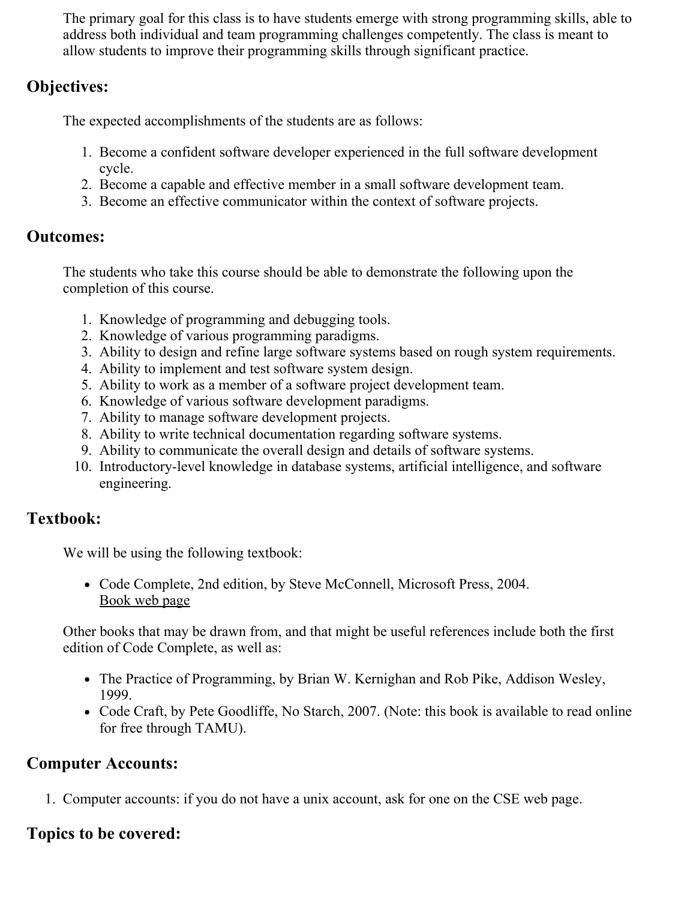The primary goal for this class is to have students emerge with strong programming skills, able to address both individual and team programming challenges competently. The class is meant to allow students to improve their programming skills through significant practice.

## Objectives:

The expected accomplishments of the students are as follows:

1. Become a confident software developer experienced in the full software development cycle.
2. Become a capable and effective member in a small software development team.
3. Become an effective communicator within the context of software projects.

## Outcomes:

The students who take this course should be able to demonstrate the following upon the completion of this course.

1. Knowledge of programming and debugging tools.
2. Knowledge of various programming paradigms.
3. Ability to design and refine large software systems based on rough system requirements.
4. Ability to implement and test software system design.
5. Ability to work as a member of a software project development team.
6. Knowledge of various software development paradigms.
7. Ability to manage software development projects.
8. Ability to write technical documentation regarding software systems.
9. Ability to communicate the overall design and details of software systems.
10. Introductory-level knowledge in database systems, artificial intelligence, and software engineering.

## Textbook:

We will be using the following textbook:

- Code Complete, 2nd edition, by Steve McConnell, Microsoft Press, 2004.
  Book web page

Other books that may be drawn from, and that might be useful references include both the first edition of Code Complete, as well as:

- The Practice of Programming, by Brian W. Kernighan and Rob Pike, Addison Wesley, 1999.
- Code Craft, by Pete Goodliffe, No Starch, 2007. (Note: this book is available to read online for free through TAMU).

## Computer Accounts:

1. Computer accounts: if you do not have a unix account, ask for one on the CSE web page.

## Topics to be covered: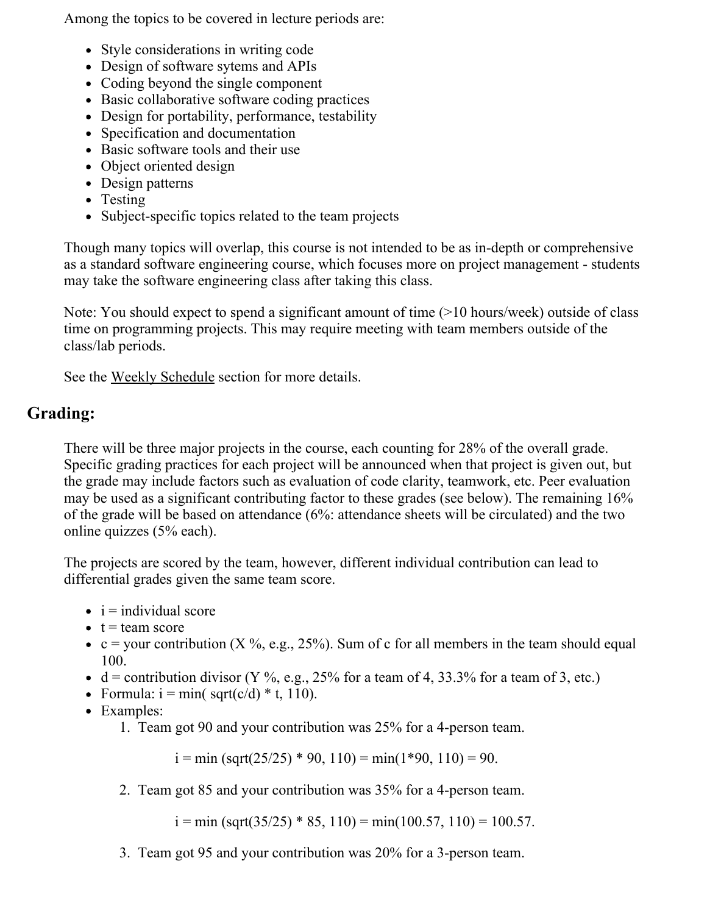Among the topics to be covered in lecture periods are:

- Style considerations in writing code
- Design of software sytems and APIs
- Coding beyond the single component
- Basic collaborative software coding practices
- Design for portability, performance, testability
- Specification and documentation
- Basic software tools and their use
- Object oriented design
- Design patterns
- Testing
- Subject-specific topics related to the team projects

Though many topics will overlap, this course is not intended to be as in-depth or comprehensive as a standard software engineering course, which focuses more on project management - students may take the software engineering class after taking this class.

Note: You should expect to spend a significant amount of time (>10 hours/week) outside of class time on programming projects. This may require meeting with team members outside of the class/lab periods.

See the Weekly Schedule section for more details.

## Grading:

There will be three major projects in the course, each counting for 28% of the overall grade. Specific grading practices for each project will be announced when that project is given out, but the grade may include factors such as evaluation of code clarity, teamwork, etc. Peer evaluation may be used as a significant contributing factor to these grades (see below). The remaining 16% of the grade will be based on attendance (6%: attendance sheets will be circulated) and the two online quizzes (5% each).

The projects are scored by the team, however, different individual contribution can lead to differential grades given the same team score.

- i = individual score
- t = team score
- c = your contribution (X %, e.g., 25%). Sum of c for all members in the team should equal 100.
- d = contribution divisor (Y %, e.g., 25% for a team of 4, 33.3% for a team of 3, etc.)
- Formula: i = min( sqrt(c/d) * t, 110).
- Examples:
  1. Team got 90 and your contribution was 25% for a 4-person team.

     i = min (sqrt(25/25) * 90, 110) = min(1*90, 110) = 90.

  2. Team got 85 and your contribution was 35% for a 4-person team.

     i = min (sqrt(35/25) * 85, 110) = min(100.57, 110) = 100.57.

  3. Team got 95 and your contribution was 20% for a 3-person team.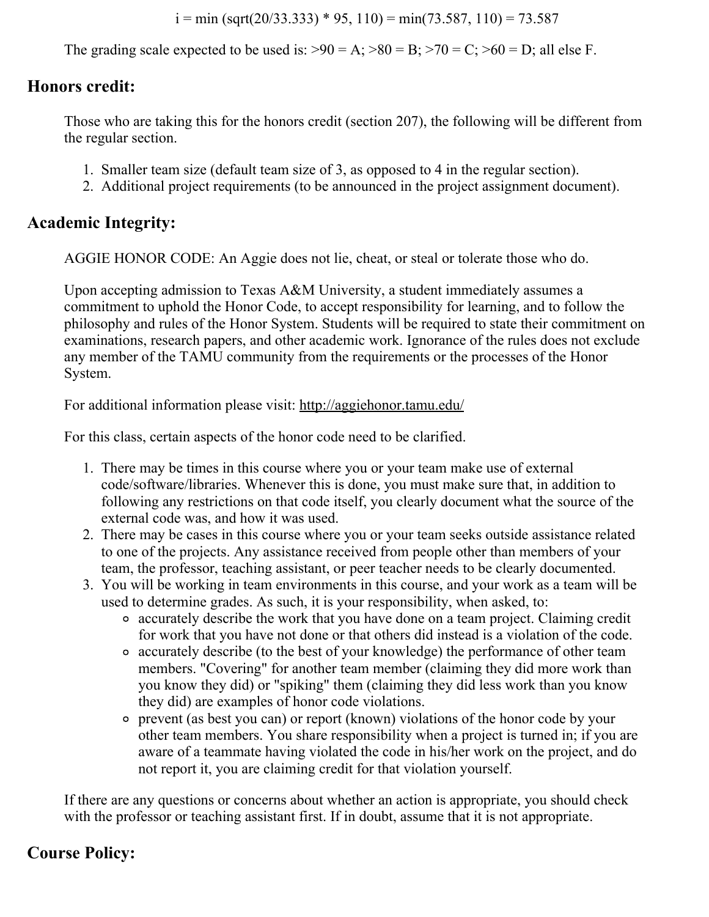$$i = \min(\text{sqrt}(20/33.333) * 95, 110) = \min(73.587, 110) = 73.587$$

The grading scale expected to be used is: >90 = A; >80 = B; >70 = C; >60 = D; all else F.

## Honors credit:

Those who are taking this for the honors credit (section 207), the following will be different from the regular section.

1. Smaller team size (default team size of 3, as opposed to 4 in the regular section).
2. Additional project requirements (to be announced in the project assignment document).

## Academic Integrity:

AGGIE HONOR CODE: An Aggie does not lie, cheat, or steal or tolerate those who do.

Upon accepting admission to Texas A&M University, a student immediately assumes a commitment to uphold the Honor Code, to accept responsibility for learning, and to follow the philosophy and rules of the Honor System. Students will be required to state their commitment on examinations, research papers, and other academic work. Ignorance of the rules does not exclude any member of the TAMU community from the requirements or the processes of the Honor System.

For additional information please visit: http://aggiehonor.tamu.edu/

For this class, certain aspects of the honor code need to be clarified.

1. There may be times in this course where you or your team make use of external code/software/libraries. Whenever this is done, you must make sure that, in addition to following any restrictions on that code itself, you clearly document what the source of the external code was, and how it was used.
2. There may be cases in this course where you or your team seeks outside assistance related to one of the projects. Any assistance received from people other than members of your team, the professor, teaching assistant, or peer teacher needs to be clearly documented.
3. You will be working in team environments in this course, and your work as a team will be used to determine grades. As such, it is your responsibility, when asked, to:
   - accurately describe the work that you have done on a team project. Claiming credit for work that you have not done or that others did instead is a violation of the code.
   - accurately describe (to the best of your knowledge) the performance of other team members. "Covering" for another team member (claiming they did more work than you know they did) or "spiking" them (claiming they did less work than you know they did) are examples of honor code violations.
   - prevent (as best you can) or report (known) violations of the honor code by your other team members. You share responsibility when a project is turned in; if you are aware of a teammate having violated the code in his/her work on the project, and do not report it, you are claiming credit for that violation yourself.

If there are any questions or concerns about whether an action is appropriate, you should check with the professor or teaching assistant first. If in doubt, assume that it is not appropriate.

## Course Policy: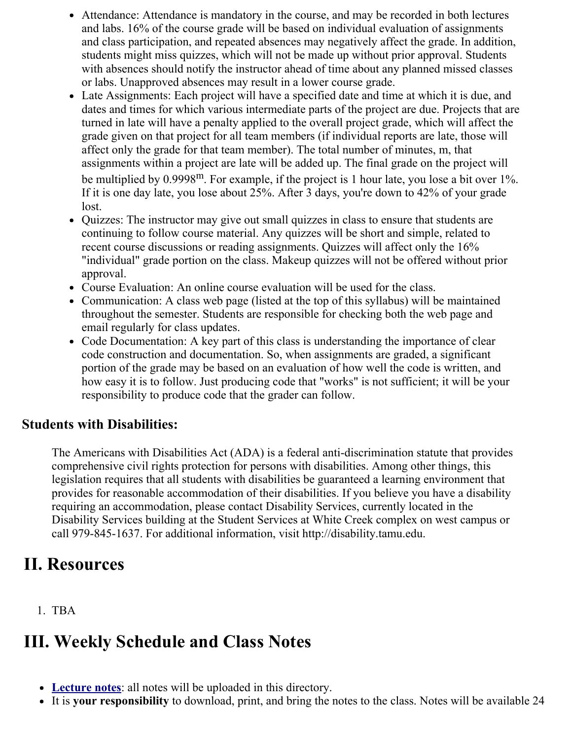- Attendance: Attendance is mandatory in the course, and may be recorded in both lectures and labs. 16% of the course grade will be based on individual evaluation of assignments and class participation, and repeated absences may negatively affect the grade. In addition, students might miss quizzes, which will not be made up without prior approval. Students with absences should notify the instructor ahead of time about any planned missed classes or labs. Unapproved absences may result in a lower course grade.
- Late Assignments: Each project will have a specified date and time at which it is due, and dates and times for which various intermediate parts of the project are due. Projects that are turned in late will have a penalty applied to the overall project grade, which will affect the grade given on that project for all team members (if individual reports are late, those will affect only the grade for that team member). The total number of minutes, m, that assignments within a project are late will be added up. The final grade on the project will be multiplied by $0.9998^m$. For example, if the project is 1 hour late, you lose a bit over 1%. If it is one day late, you lose about 25%. After 3 days, you're down to 42% of your grade lost.
- Quizzes: The instructor may give out small quizzes in class to ensure that students are continuing to follow course material. Any quizzes will be short and simple, related to recent course discussions or reading assignments. Quizzes will affect only the 16% "individual" grade portion on the class. Makeup quizzes will not be offered without prior approval.
- Course Evaluation: An online course evaluation will be used for the class.
- Communication: A class web page (listed at the top of this syllabus) will be maintained throughout the semester. Students are responsible for checking both the web page and email regularly for class updates.
- Code Documentation: A key part of this class is understanding the importance of clear code construction and documentation. So, when assignments are graded, a significant portion of the grade may be based on an evaluation of how well the code is written, and how easy it is to follow. Just producing code that "works" is not sufficient; it will be your responsibility to produce code that the grader can follow.

### Students with Disabilities:

The Americans with Disabilities Act (ADA) is a federal anti-discrimination statute that provides comprehensive civil rights protection for persons with disabilities. Among other things, this legislation requires that all students with disabilities be guaranteed a learning environment that provides for reasonable accommodation of their disabilities. If you believe you have a disability requiring an accommodation, please contact Disability Services, currently located in the Disability Services building at the Student Services at White Creek complex on west campus or call 979-845-1637. For additional information, visit http://disability.tamu.edu.

## II. Resources

1. TBA

## III. Weekly Schedule and Class Notes

- **Lecture notes**: all notes will be uploaded in this directory.
- It is **your responsibility** to download, print, and bring the notes to the class. Notes will be available 24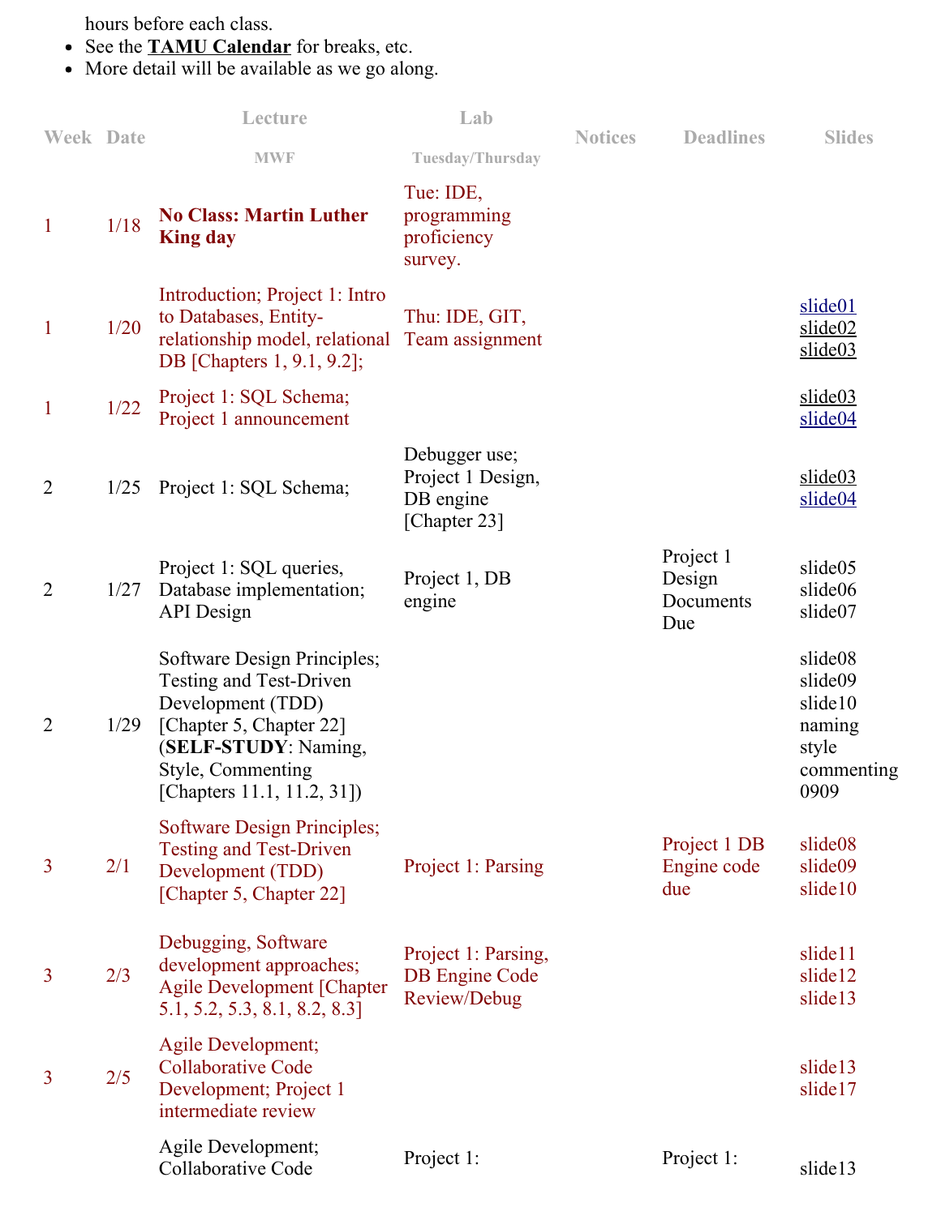hours before each class.

- See the **TAMU Calendar** for breaks, etc.
- More detail will be available as we go along.

| Week | Date | Lecture<br>MWF | Lab<br>Tuesday/Thursday | Notices | Deadlines | Slides |
|---|---|---|---|---|---|---|
| 1 | 1/18 | **No Class: Martin Luther King day** | Tue: IDE, programming proficiency survey. | | | |
| 1 | 1/20 | Introduction; Project 1: Intro to Databases, Entity-relationship model, relational DB [Chapters 1, 9.1, 9.2]; | Thu: IDE, GIT, Team assignment | | | slide01 slide02 slide03 |
| 1 | 1/22 | Project 1: SQL Schema; Project 1 announcement | | | | slide03 slide04 |
| 2 | 1/25 | Project 1: SQL Schema; | Debugger use; Project 1 Design, DB engine [Chapter 23] | | | slide03 slide04 |
| 2 | 1/27 | Project 1: SQL queries, Database implementation; API Design | Project 1, DB engine | | Project 1 Design Documents Due | slide05 slide06 slide07 |
| 2 | 1/29 | Software Design Principles; Testing and Test-Driven Development (TDD) [Chapter 5, Chapter 22] (**SELF-STUDY**: Naming, Style, Commenting [Chapters 11.1, 11.2, 31]) | | | | slide08 slide09 slide10 naming style commenting 0909 |
| 3 | 2/1 | Software Design Principles; Testing and Test-Driven Development (TDD) [Chapter 5, Chapter 22] | Project 1: Parsing | | Project 1 DB Engine code due | slide08 slide09 slide10 |
| 3 | 2/3 | Debugging, Software development approaches; Agile Development [Chapter 5.1, 5.2, 5.3, 8.1, 8.2, 8.3] | Project 1: Parsing, DB Engine Code Review/Debug | | | slide11 slide12 slide13 |
| 3 | 2/5 | Agile Development; Collaborative Code Development; Project 1 intermediate review | | | | slide13 slide17 |
| | | Agile Development; Collaborative Code | Project 1: | | Project 1: | slide13 |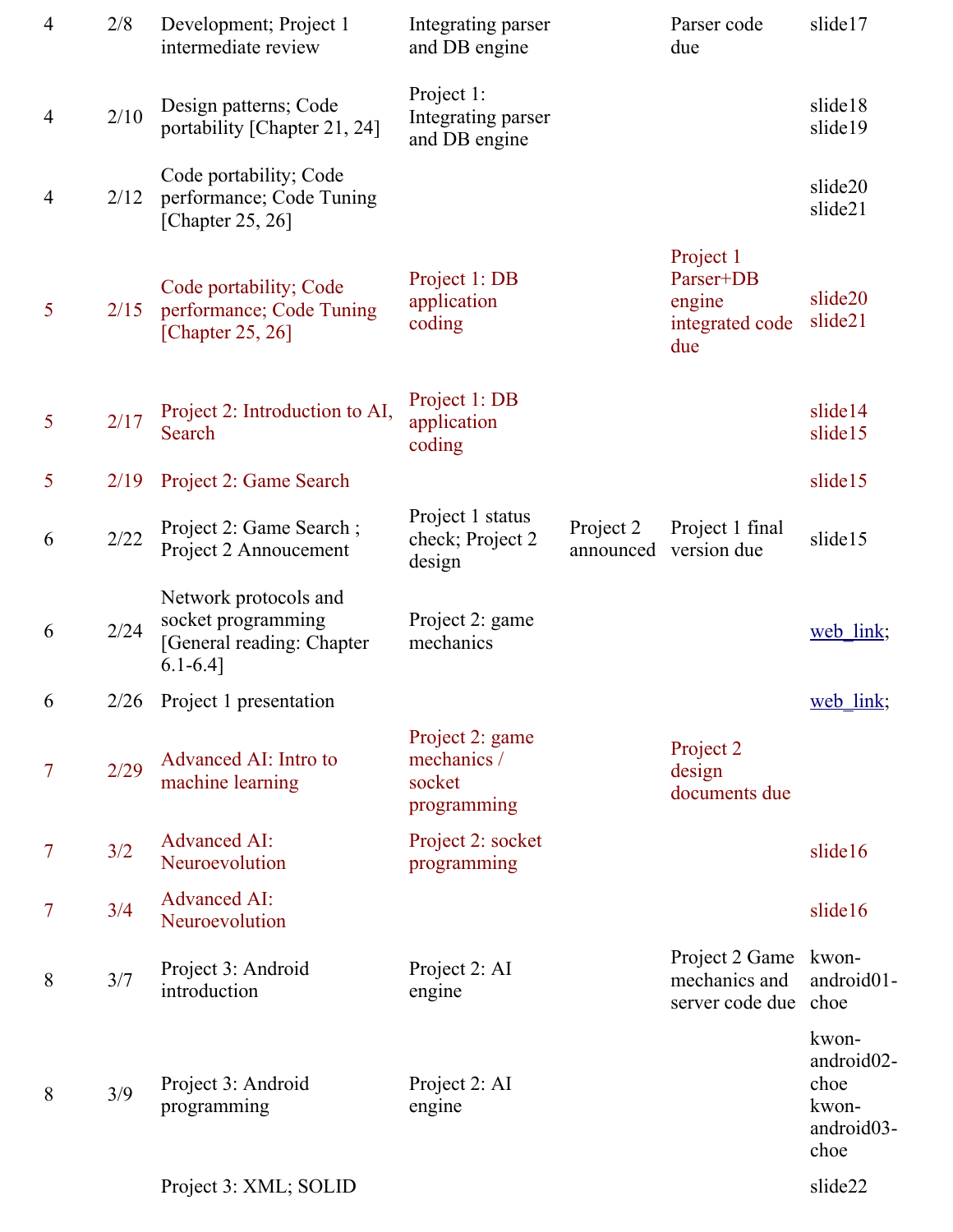| | | | | | | |
|---|---|---|---|---|---|---|
| 4 | 2/8 | Development; Project 1 intermediate review | Integrating parser and DB engine | | Parser code due | slide17 |
| 4 | 2/10 | Design patterns; Code portability [Chapter 21, 24] | Project 1: Integrating parser and DB engine | | | slide18 slide19 |
| 4 | 2/12 | Code portability; Code performance; Code Tuning [Chapter 25, 26] | | | | slide20 slide21 |
| 5 | 2/15 | Code portability; Code performance; Code Tuning [Chapter 25, 26] | Project 1: DB application coding | | Project 1 Parser+DB engine integrated code due | slide20 slide21 |
| 5 | 2/17 | Project 2: Introduction to AI, Search | Project 1: DB application coding | | | slide14 slide15 |
| 5 | 2/19 | Project 2: Game Search | | | | slide15 |
| 6 | 2/22 | Project 2: Game Search ; Project 2 Annoucement | Project 1 status check; Project 2 design | Project 2 announced | Project 1 final version due | slide15 |
| 6 | 2/24 | Network protocols and socket programming [General reading: Chapter 6.1-6.4] | Project 2: game mechanics | | | web_link; |
| 6 | 2/26 | Project 1 presentation | | | | web_link; |
| 7 | 2/29 | Advanced AI: Intro to machine learning | Project 2: game mechanics / socket programming | | Project 2 design documents due | |
| 7 | 3/2 | Advanced AI: Neuroevolution | Project 2: socket programming | | | slide16 |
| 7 | 3/4 | Advanced AI: Neuroevolution | | | | slide16 |
| 8 | 3/7 | Project 3: Android introduction | Project 2: AI engine | | Project 2 Game mechanics and server code due | kwon-android01-choe |
| 8 | 3/9 | Project 3: Android programming | Project 2: AI engine | | | kwon-android02-choe kwon-android03-choe |
| | | Project 3: XML; SOLID | | | | slide22 |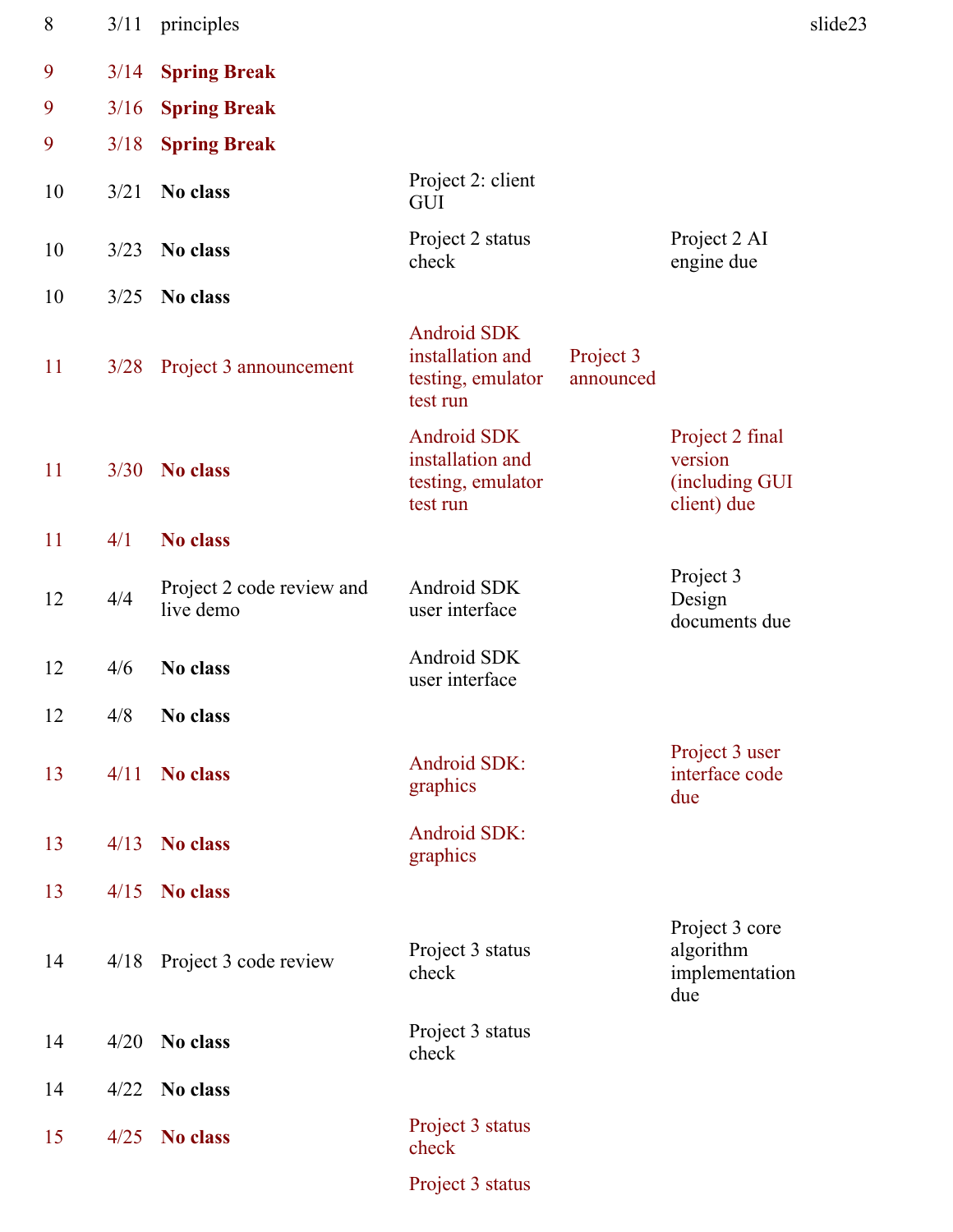| | | | | | | |
|---|---|---|---|---|---|---|
| 8 | 3/11 | principles | | | | slide23 |
| 9 | 3/14 | **Spring Break** | | | | |
| 9 | 3/16 | **Spring Break** | | | | |
| 9 | 3/18 | **Spring Break** | | | | |
| 10 | 3/21 | **No class** | Project 2: client GUI | | | |
| 10 | 3/23 | **No class** | Project 2 status check | | Project 2 AI engine due | |
| 10 | 3/25 | **No class** | | | | |
| 11 | 3/28 | Project 3 announcement | Android SDK installation and testing, emulator test run | Project 3 announced | | |
| 11 | 3/30 | **No class** | Android SDK installation and testing, emulator test run | | Project 2 final version (including GUI client) due | |
| 11 | 4/1 | **No class** | | | | |
| 12 | 4/4 | Project 2 code review and live demo | Android SDK user interface | | Project 3 Design documents due | |
| 12 | 4/6 | **No class** | Android SDK user interface | | | |
| 12 | 4/8 | **No class** | | | | |
| 13 | 4/11 | **No class** | Android SDK: graphics | | Project 3 user interface code due | |
| 13 | 4/13 | **No class** | Android SDK: graphics | | | |
| 13 | 4/15 | **No class** | | | | |
| 14 | 4/18 | Project 3 code review | Project 3 status check | | Project 3 core algorithm implementation due | |
| 14 | 4/20 | **No class** | Project 3 status check | | | |
| 14 | 4/22 | **No class** | | | | |
| 15 | 4/25 | **No class** | Project 3 status check | | | |
| | | | Project 3 status | | | |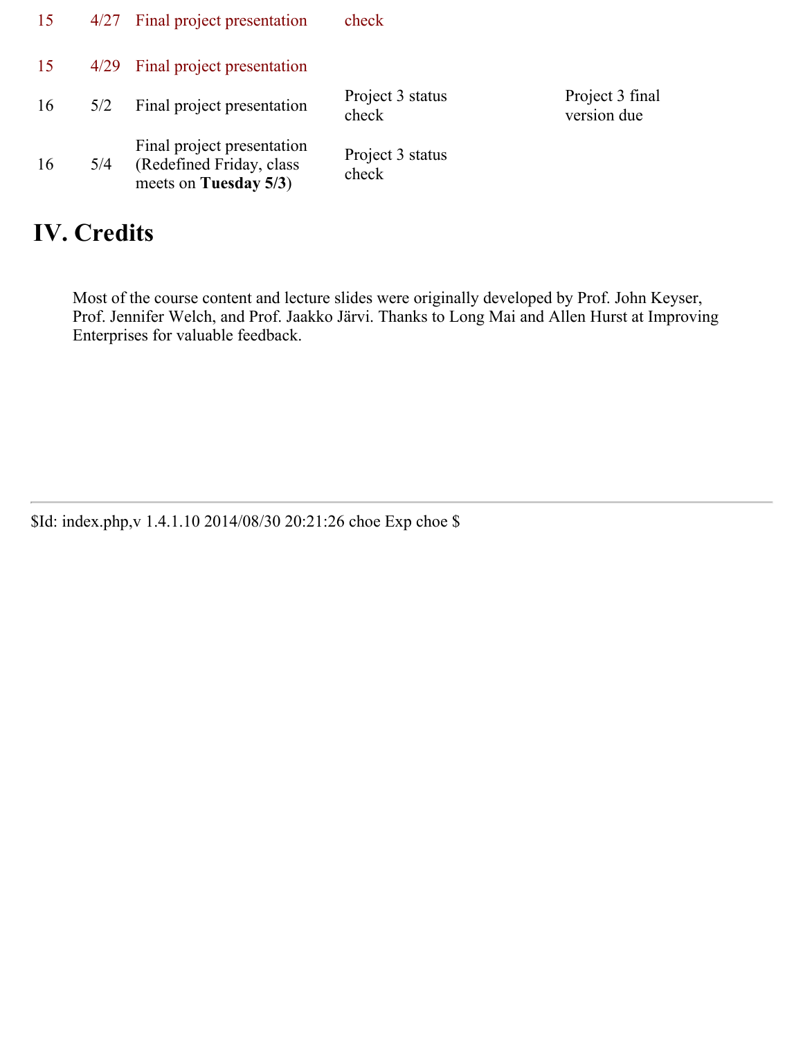| | | | | |
|---|---|---|---|---|
| 15 | 4/27 | Final project presentation | check | |
| 15 | 4/29 | Final project presentation | | |
| 16 | 5/2 | Final project presentation | Project 3 status check | Project 3 final version due |
| 16 | 5/4 | Final project presentation (Redefined Friday, class meets on **Tuesday 5/3**) | Project 3 status check | |

# IV. Credits

Most of the course content and lecture slides were originally developed by Prof. John Keyser, Prof. Jennifer Welch, and Prof. Jaakko Järvi. Thanks to Long Mai and Allen Hurst at Improving Enterprises for valuable feedback.

---

$Id: index.php,v 1.4.1.10 2014/08/30 20:21:26 choe Exp choe $